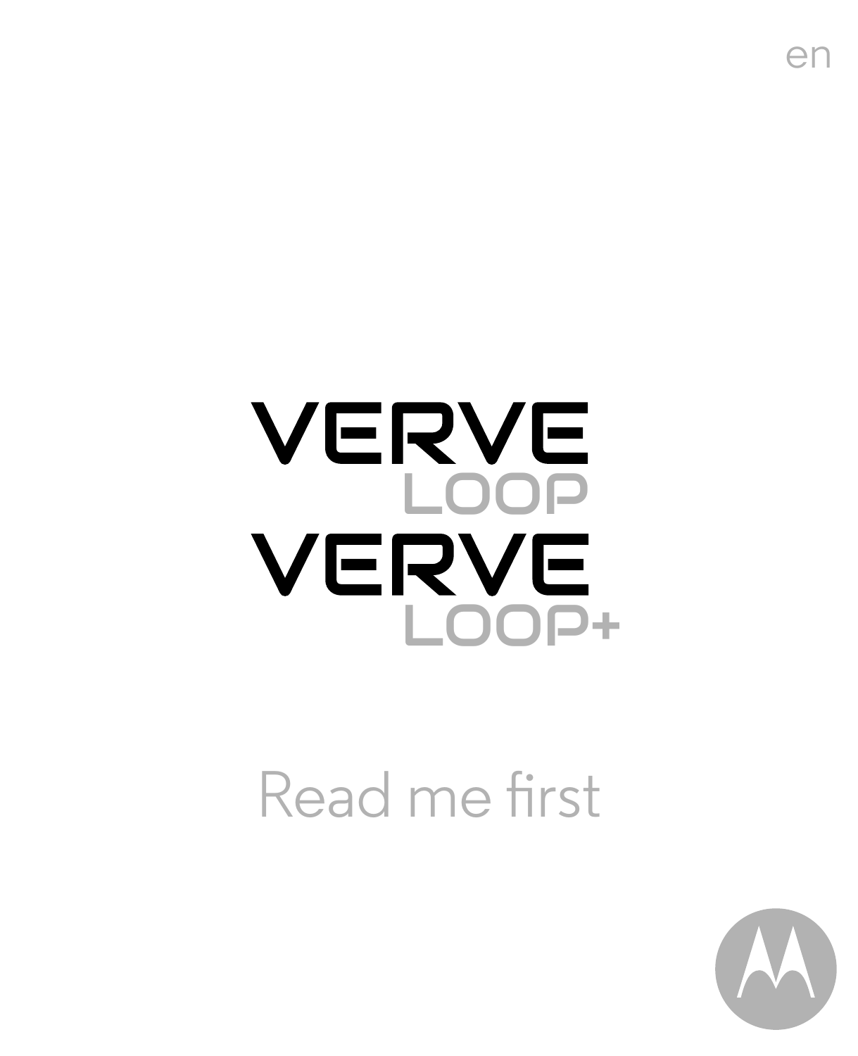en

# VERVE LOOP

# VERVE LOOP+

Read me first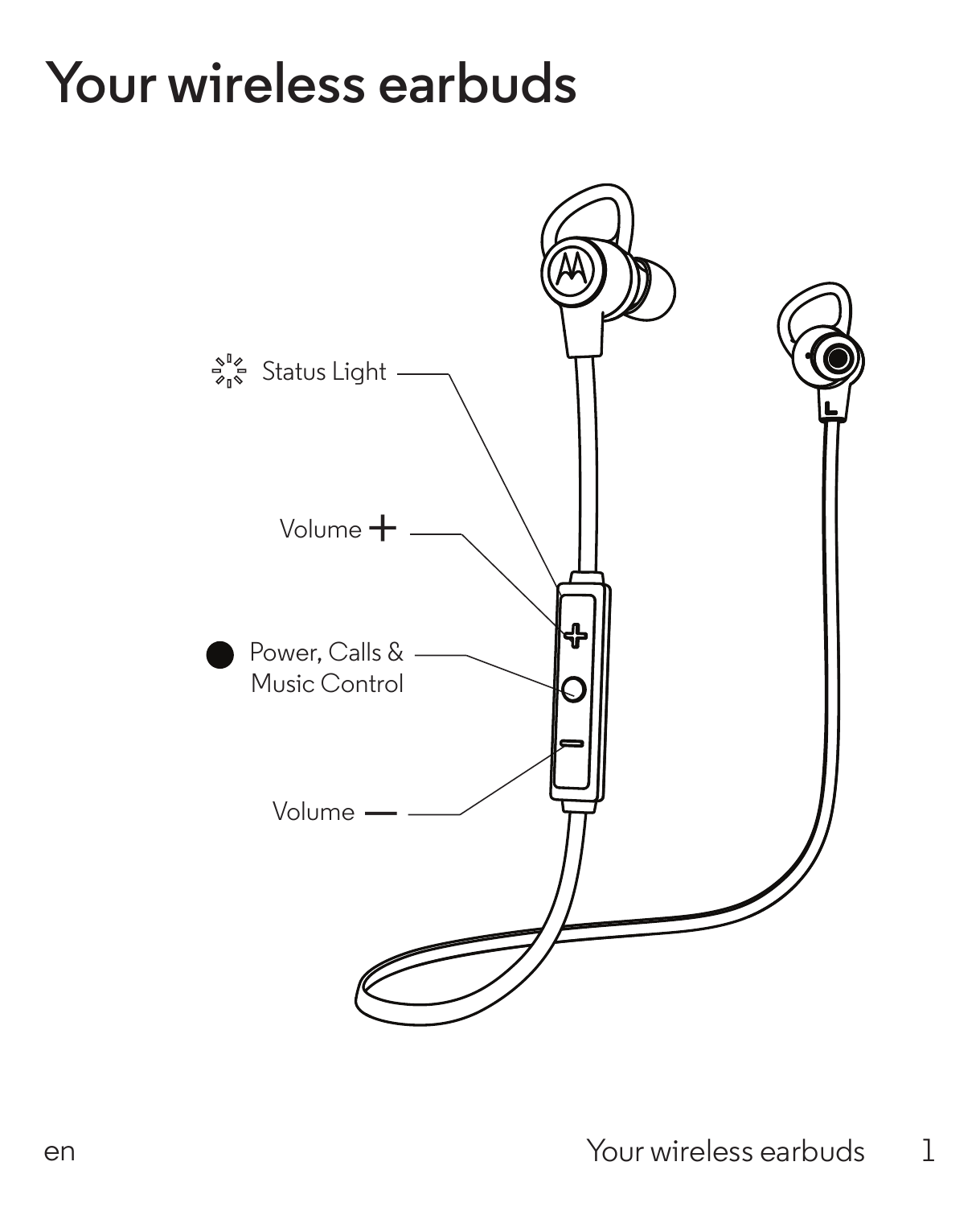# Your wireless earbuds

Status Light

Volume +

Power, Calls & Music Control

Volume —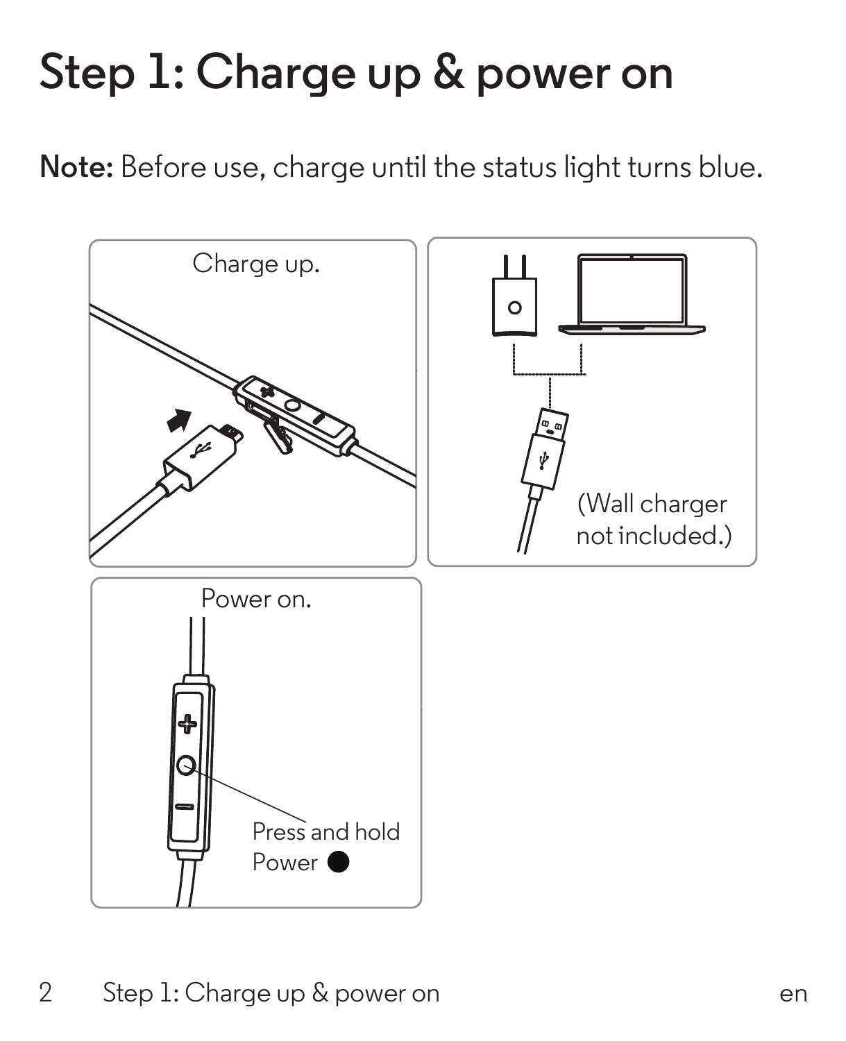# Step 1: Charge up & power on

**Note:** Before use, charge until the status light turns blue.

Charge up.

(Wall charger not included.)

Power on.

Press and hold Power ●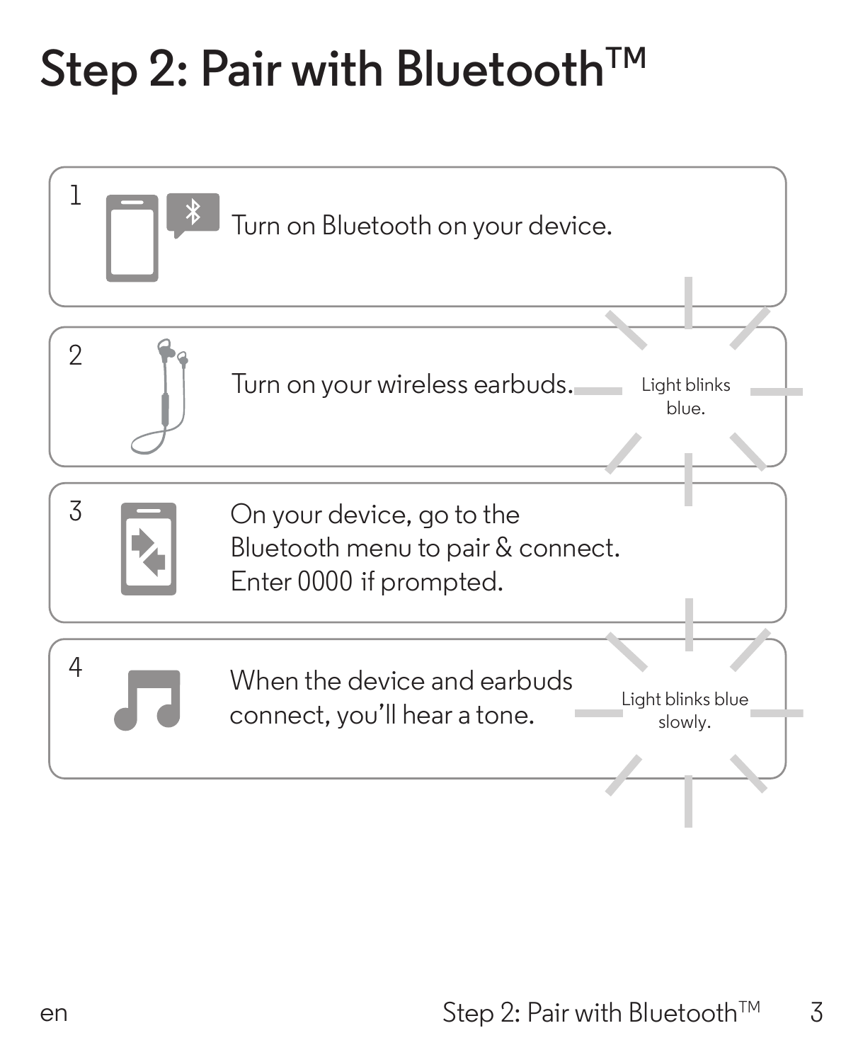# Step 2: Pair with Bluetooth™

1. Turn on Bluetooth on your device.
2. Turn on your wireless earbuds.

   Light blinks blue.
3. On your device, go to the Bluetooth menu to pair & connect. Enter 0000 if prompted.
4. When the device and earbuds connect, you'll hear a tone.

   Light blinks blue slowly.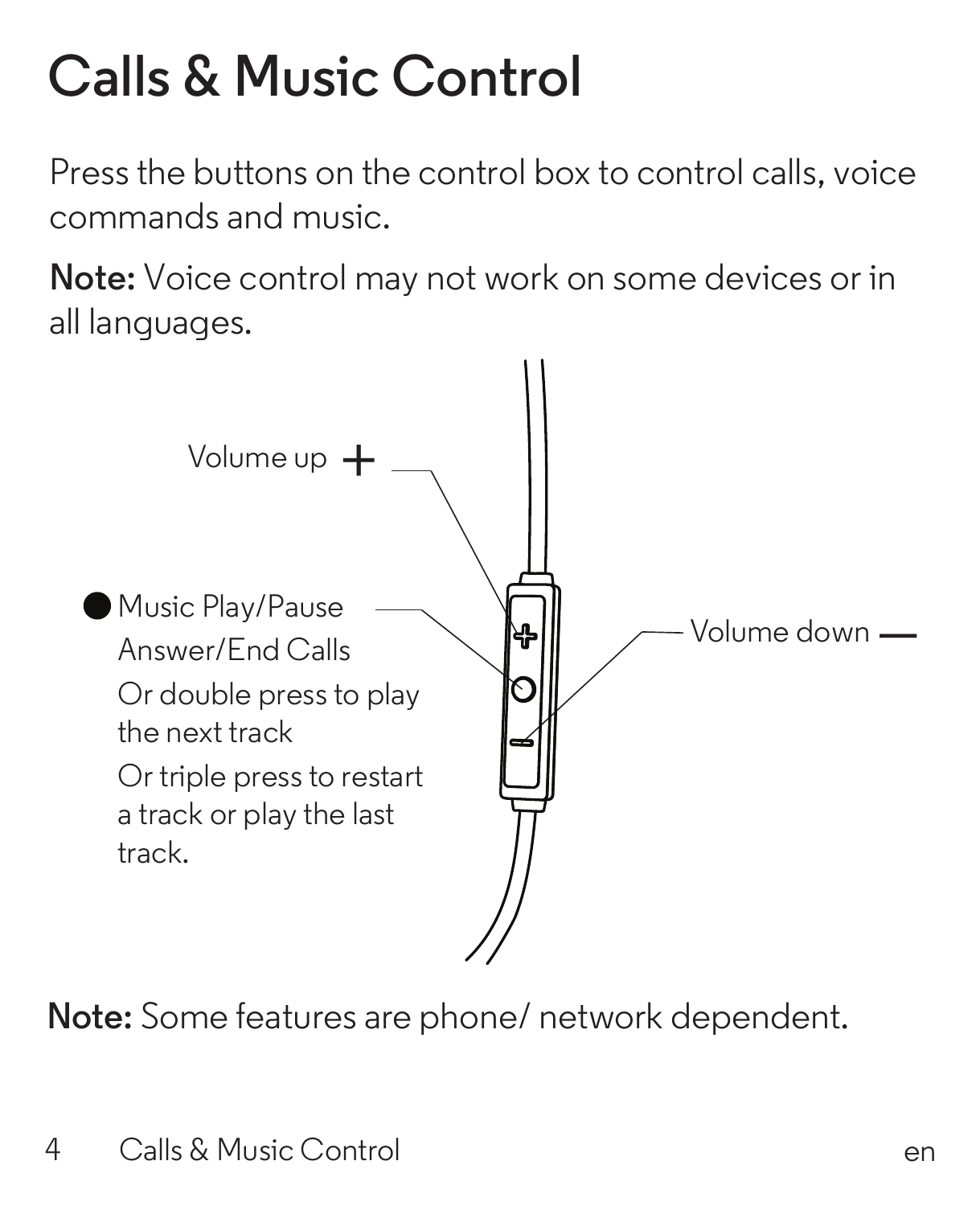# Calls & Music Control

Press the buttons on the control box to control calls, voice commands and music.

**Note:** Voice control may not work on some devices or in all languages.

Volume up +

● Music Play/Pause
Answer/End Calls
Or double press to play the next track
Or triple press to restart a track or play the last track.

Volume down —

**Note:** Some features are phone/ network dependent.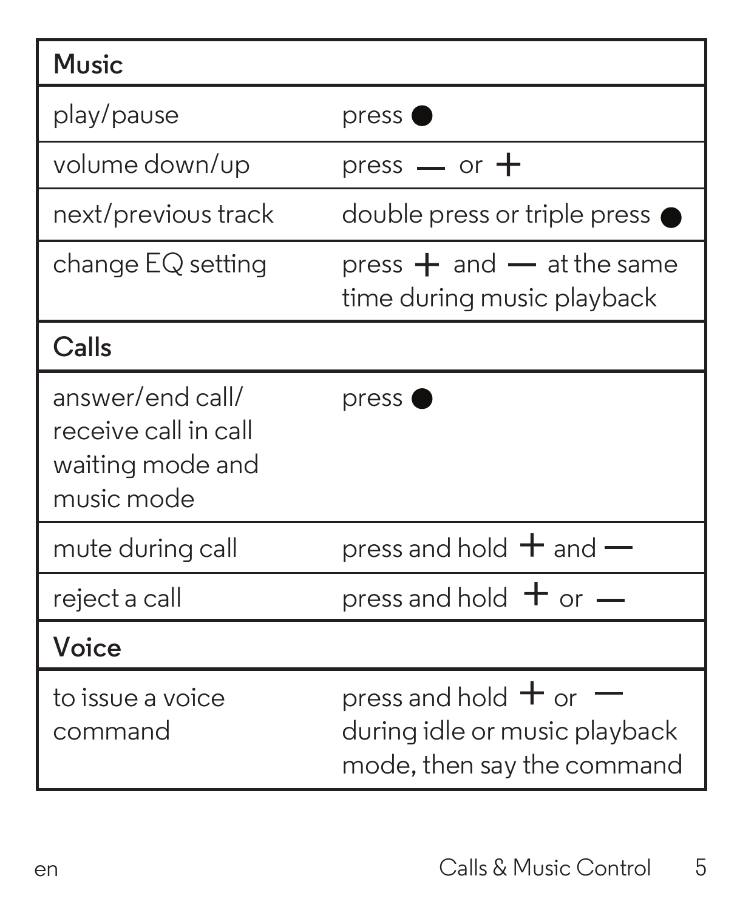| Music | |
|---|---|
| play/pause | press ● |
| volume down/up | press — or + |
| next/previous track | double press or triple press ● |
| change EQ setting | press + and — at the same time during music playback |
| **Calls** | |
| answer/end call/ receive call in call waiting mode and music mode | press ● |
| mute during call | press and hold + and — |
| reject a call | press and hold + or — |
| **Voice** | |
| to issue a voice command | press and hold + or — during idle or music playback mode, then say the command |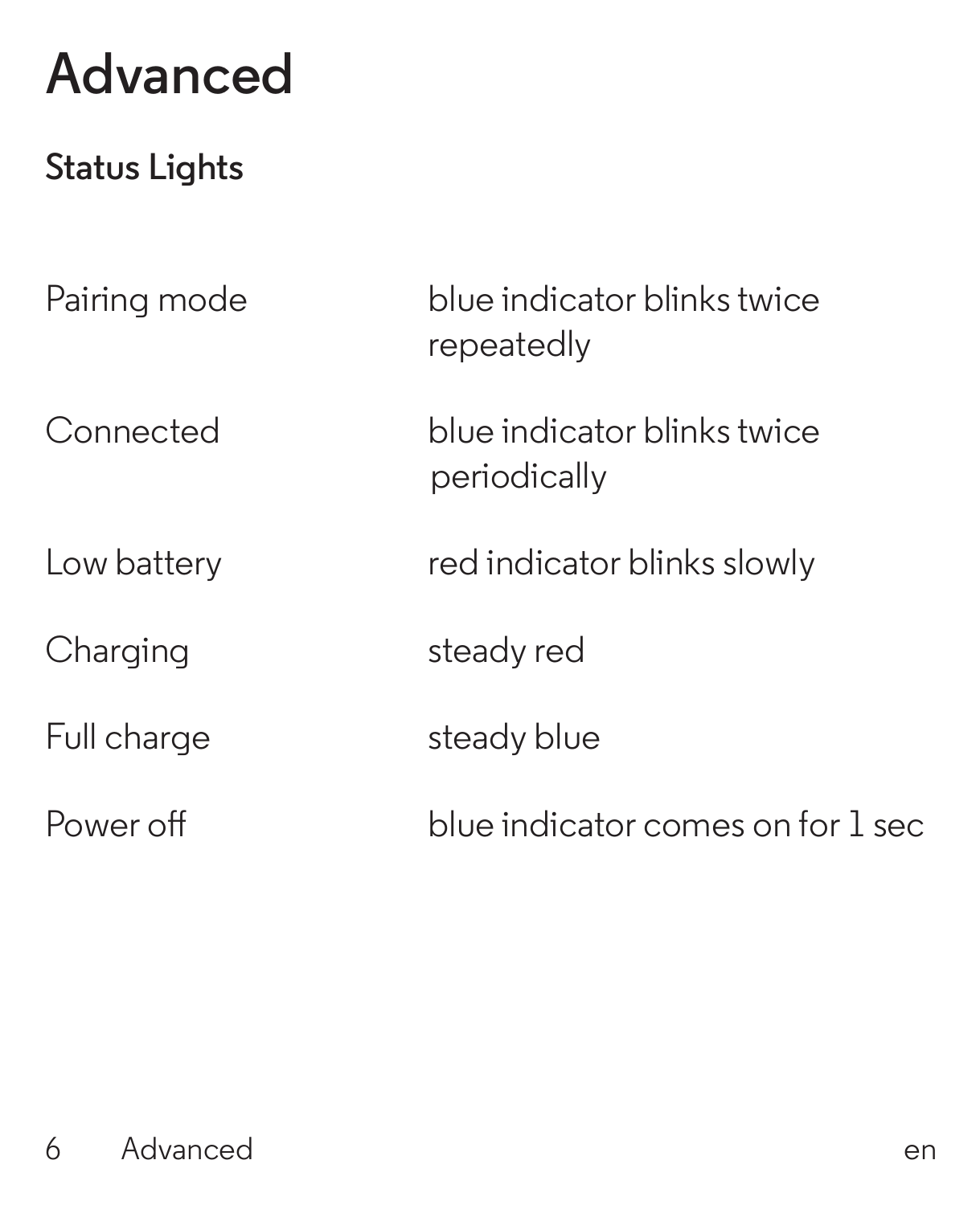# Advanced

## Status Lights

| | |
|---|---|
| Pairing mode | blue indicator blinks twice repeatedly |
| Connected | blue indicator blinks twice periodically |
| Low battery | red indicator blinks slowly |
| Charging | steady red |
| Full charge | steady blue |
| Power off | blue indicator comes on for 1 sec |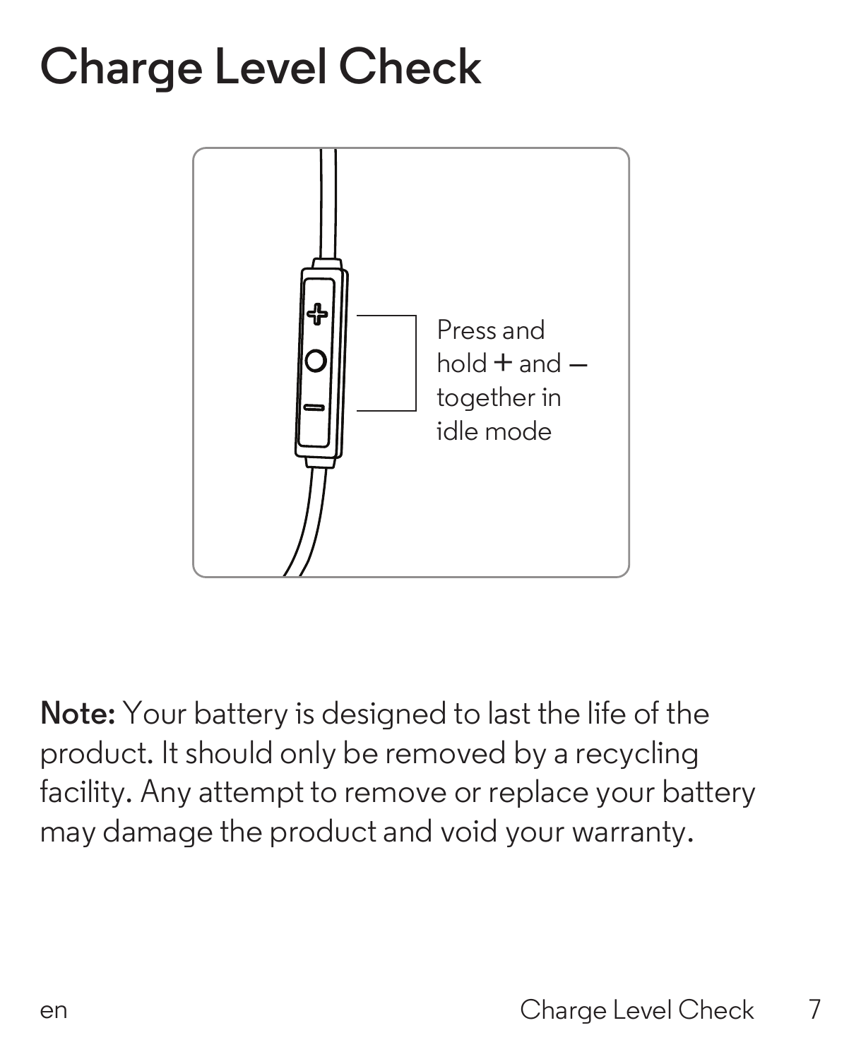# Charge Level Check

Press and hold + and – together in idle mode

**Note:** Your battery is designed to last the life of the product. It should only be removed by a recycling facility. Any attempt to remove or replace your battery may damage the product and void your warranty.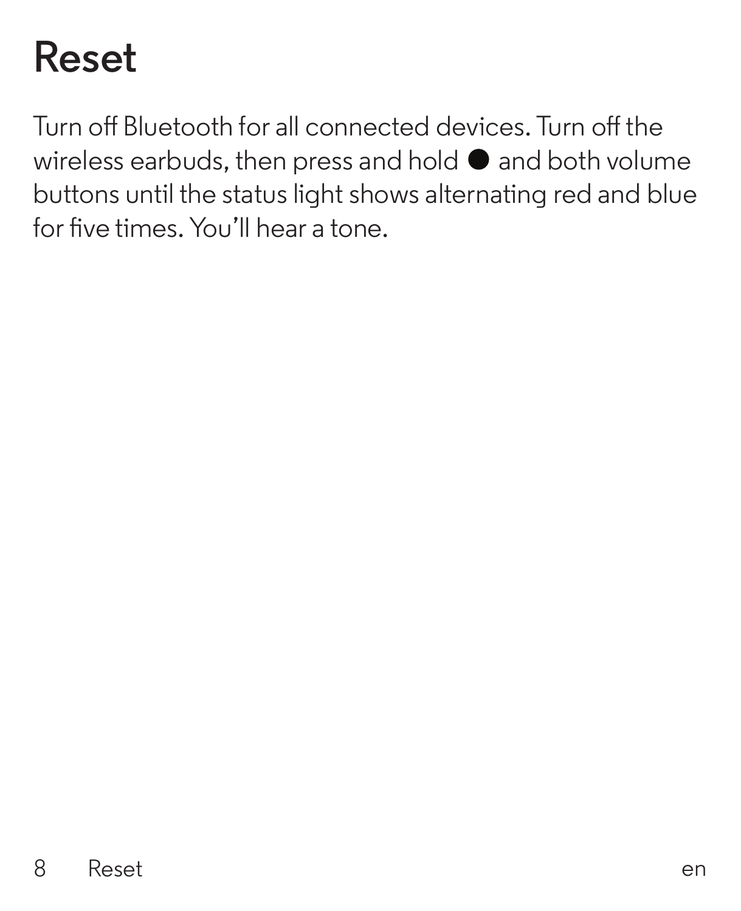# Reset

Turn off Bluetooth for all connected devices. Turn off the wireless earbuds, then press and hold ● and both volume buttons until the status light shows alternating red and blue for five times. You'll hear a tone.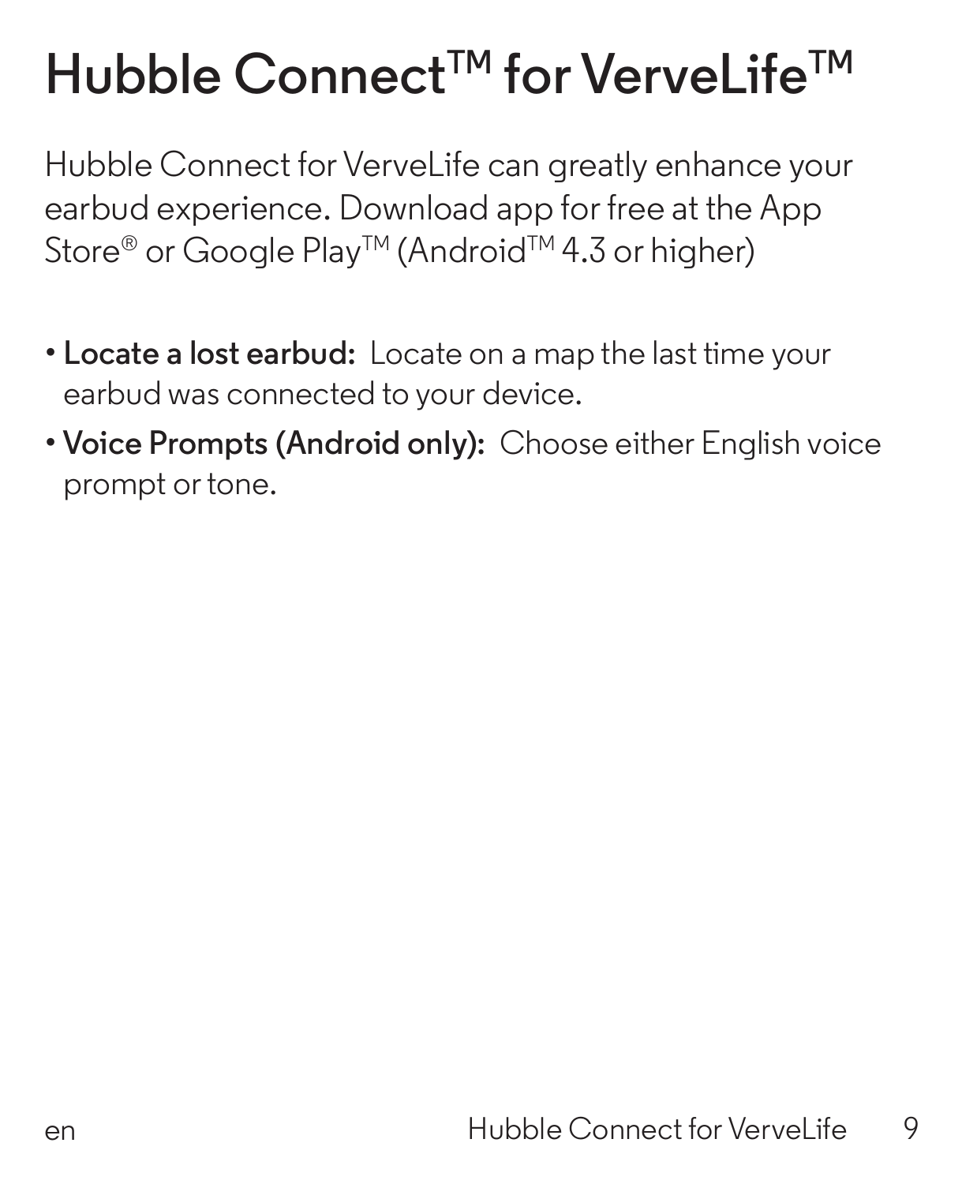# Hubble Connect™ for VerveLife™

Hubble Connect for VerveLife can greatly enhance your earbud experience. Download app for free at the App Store® or Google Play™ (Android™ 4.3 or higher)

- **Locate a lost earbud:** Locate on a map the last time your earbud was connected to your device.
- **Voice Prompts (Android only):** Choose either English voice prompt or tone.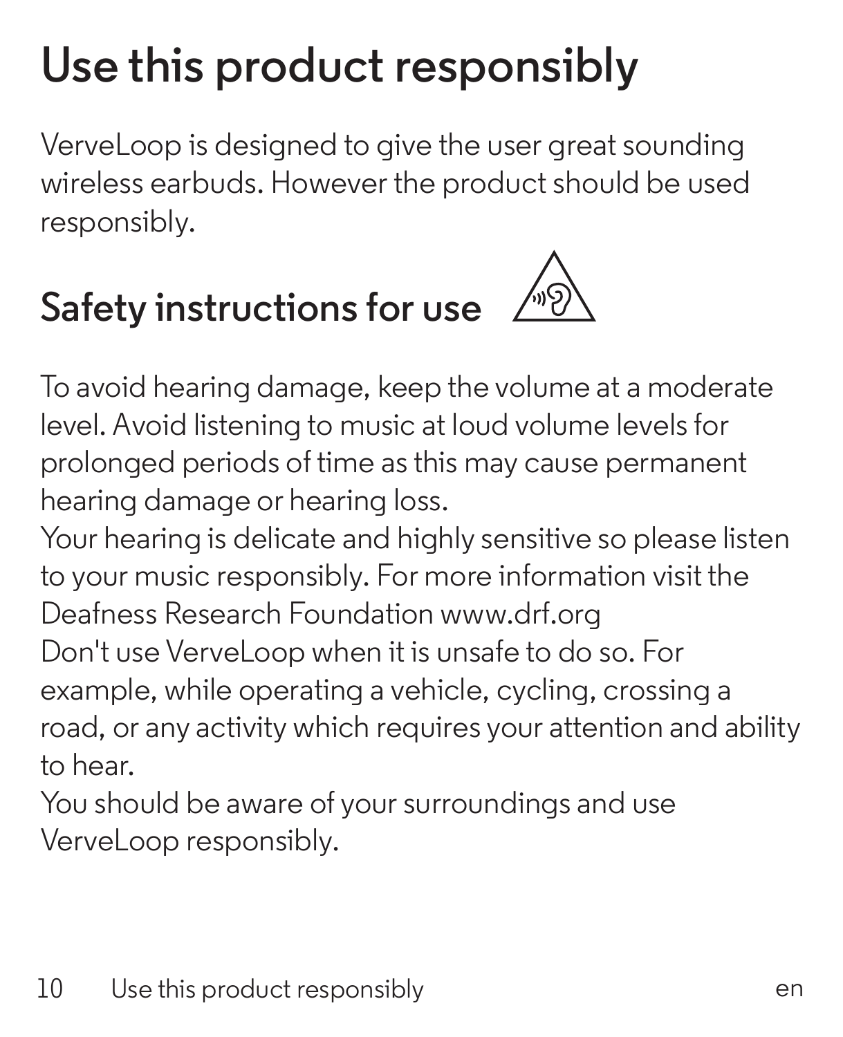# Use this product responsibly

VerveLoop is designed to give the user great sounding wireless earbuds. However the product should be used responsibly.

## Safety instructions for use

To avoid hearing damage, keep the volume at a moderate level. Avoid listening to music at loud volume levels for prolonged periods of time as this may cause permanent hearing damage or hearing loss.

Your hearing is delicate and highly sensitive so please listen to your music responsibly. For more information visit the Deafness Research Foundation www.drf.org

Don't use VerveLoop when it is unsafe to do so. For example, while operating a vehicle, cycling, crossing a road, or any activity which requires your attention and ability to hear.

You should be aware of your surroundings and use VerveLoop responsibly.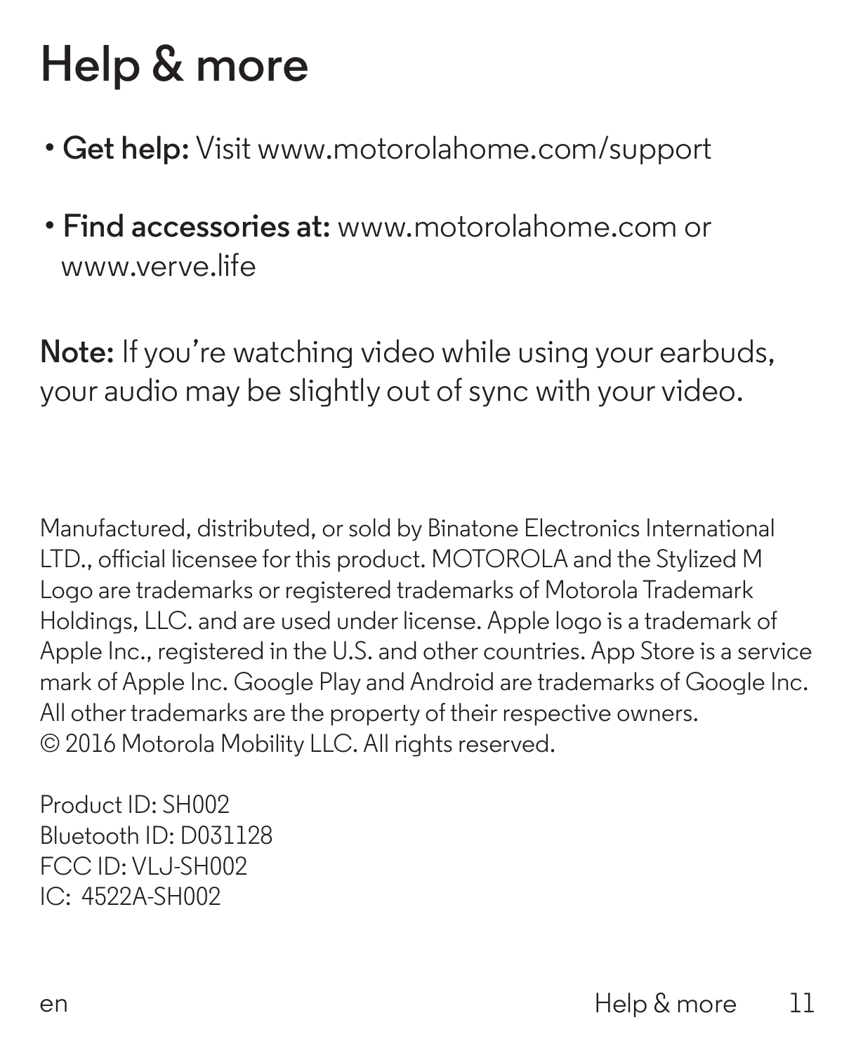# Help & more

- **Get help:** Visit www.motorolahome.com/support
- **Find accessories at:** www.motorolahome.com or www.verve.life

**Note:** If you're watching video while using your earbuds, your audio may be slightly out of sync with your video.

Manufactured, distributed, or sold by Binatone Electronics International LTD., official licensee for this product. MOTOROLA and the Stylized M Logo are trademarks or registered trademarks of Motorola Trademark Holdings, LLC. and are used under license. Apple logo is a trademark of Apple Inc., registered in the U.S. and other countries. App Store is a service mark of Apple Inc. Google Play and Android are trademarks of Google Inc. All other trademarks are the property of their respective owners.
© 2016 Motorola Mobility LLC. All rights reserved.

Product ID: SH002
Bluetooth ID: D031128
FCC ID: VLJ-SH002
IC: 4522A-SH002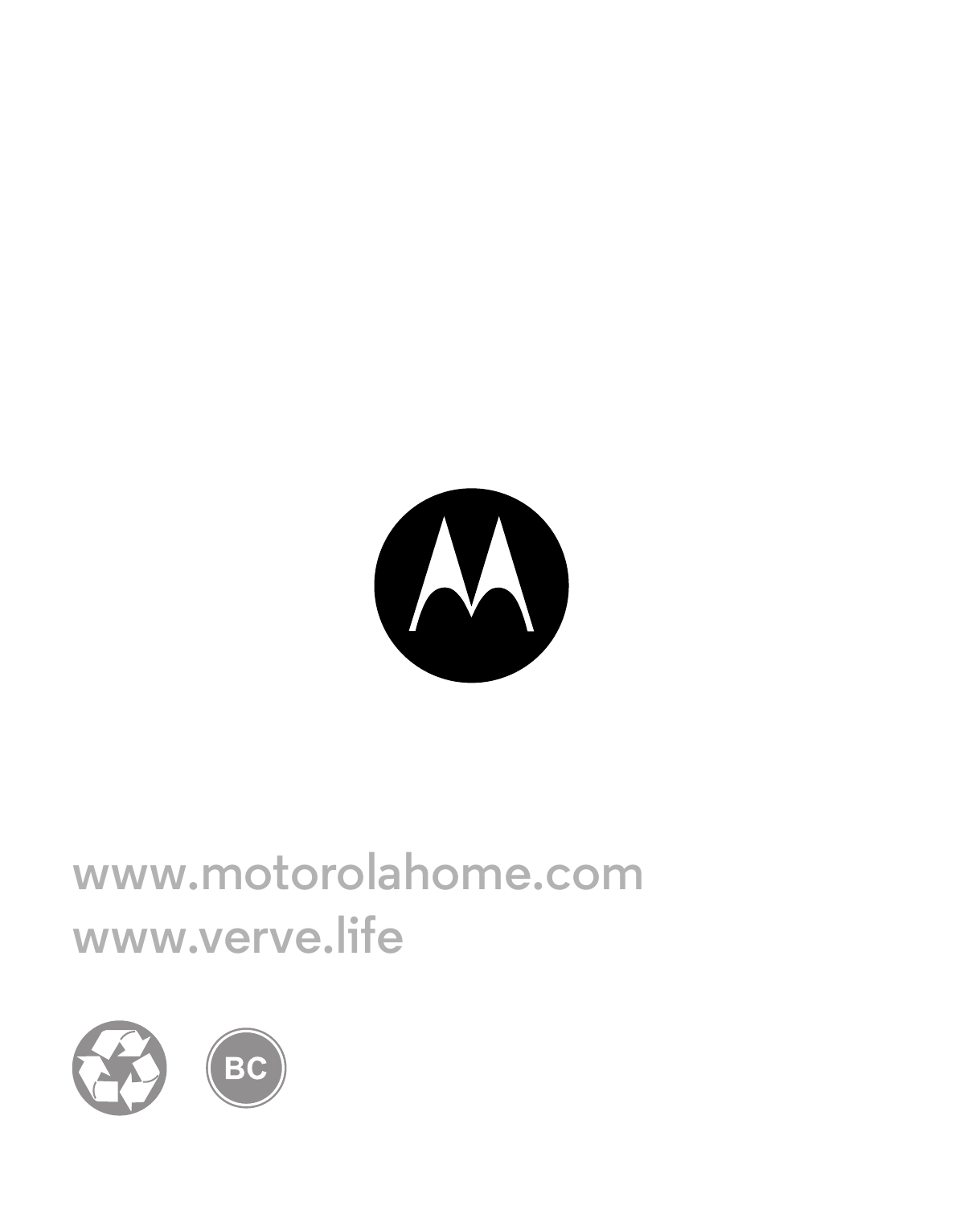www.motorolahome.com
www.verve.life

BC